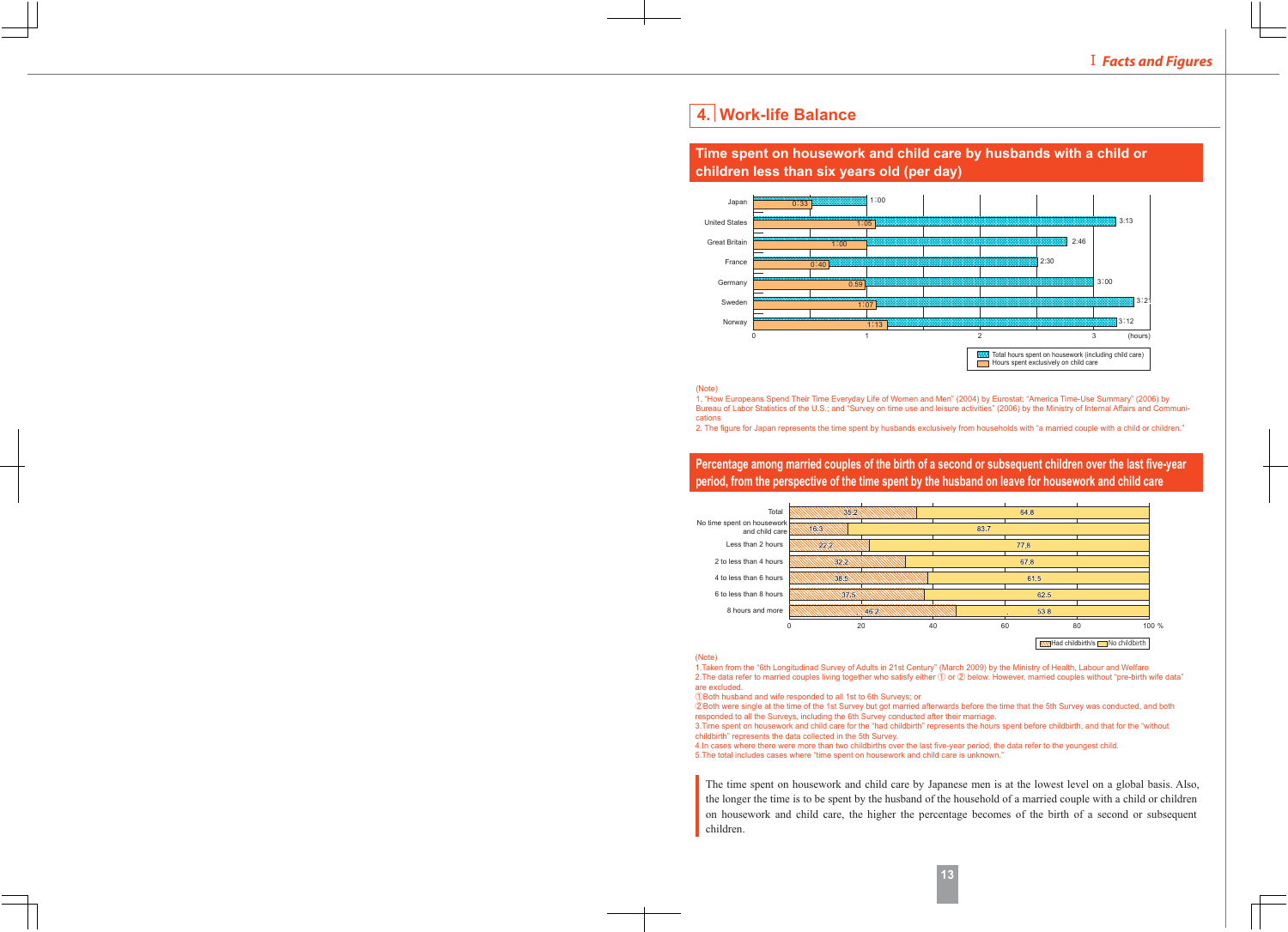## 4. Work-life Balance

### Time spent on housework and child care by husbands with a child or children less than six years old (per day)

| Country | Total hours spent on housework (including child care) | Hours spent exclusively on child care |
|---|---|---|
| Japan | 1:00 | 0:33 |
| United States | 3:13 | 1:05 |
| Great Britain | 2:46 | 1:00 |
| France | 2:30 | 0:40 |
| Germany | 3:00 | 0:59 |
| Sweden | 3:21 | 1:07 |
| Norway | 3:12 | 1:13 |

(hours)

(Note)

1. "How Europeans Spend Their Time Everyday Life of Women and Men" (2004) by Eurostat; "America Time-Use Summary" (2006) by Bureau of Labor Statistics of the U.S.; and "Survey on time use and leisure activities" (2006) by the Ministry of Internal Affairs and Communications

2. The figure for Japan represents the time spent by husbands exclusively from households with "a married couple with a child or children."

### Percentage among married couples of the birth of a second or subsequent children over the last five-year period, from the perspective of the time spent by the husband on leave for housework and child care

| | Had childbirth/s (%) | No childbirth (%) |
|---|---|---|
| Total | 35.2 | 64.8 |
| No time spent on housework and child care | 16.3 | 83.7 |
| Less than 2 hours | 22.2 | 77.8 |
| 2 to less than 4 hours | 32.2 | 67.8 |
| 4 to less than 6 hours | 38.5 | 61.5 |
| 6 to less than 8 hours | 37.5 | 62.5 |
| 8 hours and more | 46.2 | 53.8 |

(Note)

1.Taken from the "6th Longitudinal Survey of Adults in 21st Century" (March 2009) by the Ministry of Health, Labour and Welfare

2.The data refer to married couples living together who satisfy either ① or ② below. However, married couples without "pre-birth wife data" are excluded.

①Both husband and wife responded to all 1st to 6th Surveys; or

②Both were single at the time of the 1st Survey but got married afterwards before the time that the 5th Survey was conducted, and both responded to all the Surveys, including the 6th Survey conducted after their marriage.

3.Time spent on housework and child care for the "had childbirth" represents the hours spent before childbirth, and that for the "without childbirth" represents the data collected in the 5th Survey.

4.In cases where there were more than two childbirths over the last five-year period, the data refer to the youngest child.

5.The total includes cases where "time spent on housework and child care is unknown."

The time spent on housework and child care by Japanese men is at the lowest level on a global basis. Also, the longer the time is to be spent by the husband of the household of a married couple with a child or children on housework and child care, the higher the percentage becomes of the birth of a second or subsequent children.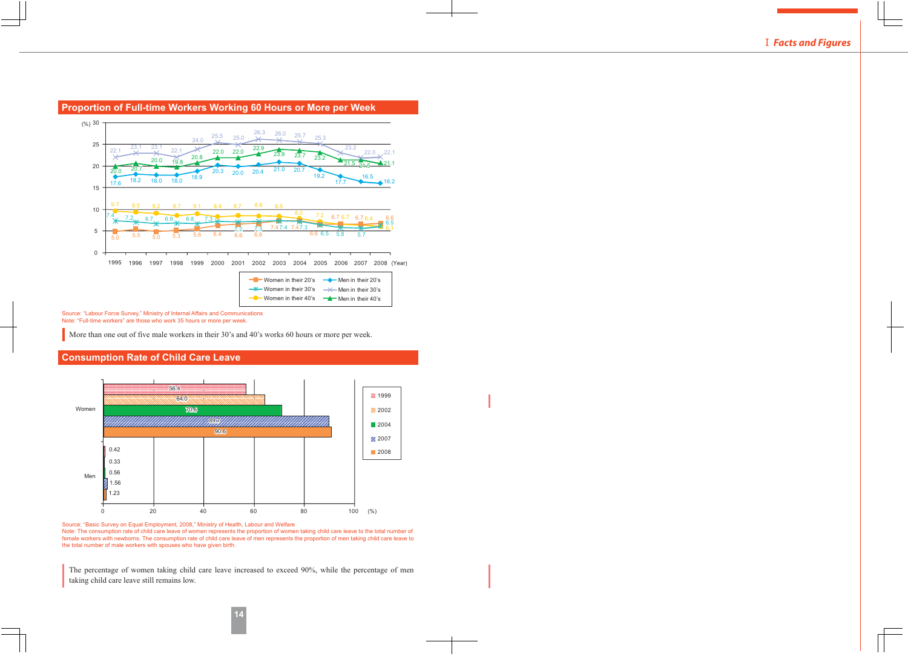## Proportion of Full-time Workers Working 60 Hours or More per Week

(%) 30
25
20
15
10
5
0

1995 1996 1997 1998 1999 2000 2001 2002 2003 2004 2005 2006 2007 2008 (Year)

22.1 23.1 23.1 22.1 24.0 25.5 25.0 26.3 26.0 25.7 25.3 23.2 22.0 22.1

20.0 20.7 20.0 19.8 20.8 22.0 22.0 22.9 23.9 23.7 23.2 21.5 21.5 21.1

17.6 18.2 18.0 18.0 18.9 20.3 20.0 20.4 21.0 20.7 19.2 17.7 16.5 16.2

9.7 9.5 9.2 8.7 9.1 8.4 8.7 8.6 8.5 8.0 7.2 6.7 6.7 6.7 6.4 6.6

7.4 7.2 6.7 6.9 6.8 7.3 7.2 7.3 7.4 7.4 7.4 7.3 6.5 6.1

5.0 5.5 5.0 5.3 5.6 6.4 6.6 6.9 6.6 6.5 5.8 5.7

Women in their 20's
Women in their 30's
Women in their 40's
Men in their 20's
Men in their 30's
Men in their 40's

Source: "Labour Force Survey," Ministry of Internal Affairs and Communications
Note: "Full-time workers" are those who work 35 hours or more per week.

More than one out of five male workers in their 30's and 40's works 60 hours or more per week.

## Consumption Rate of Child Care Leave

Women
56.4
64.0
70.6
89.7
90.6

Men
0.42
0.33
0.56
1.56
1.23

0 20 40 60 80 100 (%)

1999
2002
2004
2007
2008

Source: "Basic Survey on Equal Employment, 2008," Ministry of Health, Labour and Welfare
Note: The consumption rate of child care leave of women represents the proportion of women taking child care leave to the total number of female workers with newborns. The consumption rate of child care leave of men represents the proportion of men taking child care leave to the total number of male workers with spouses who have given birth.

The percentage of women taking child care leave increased to exceed 90%, while the percentage of men taking child care leave still remains low.